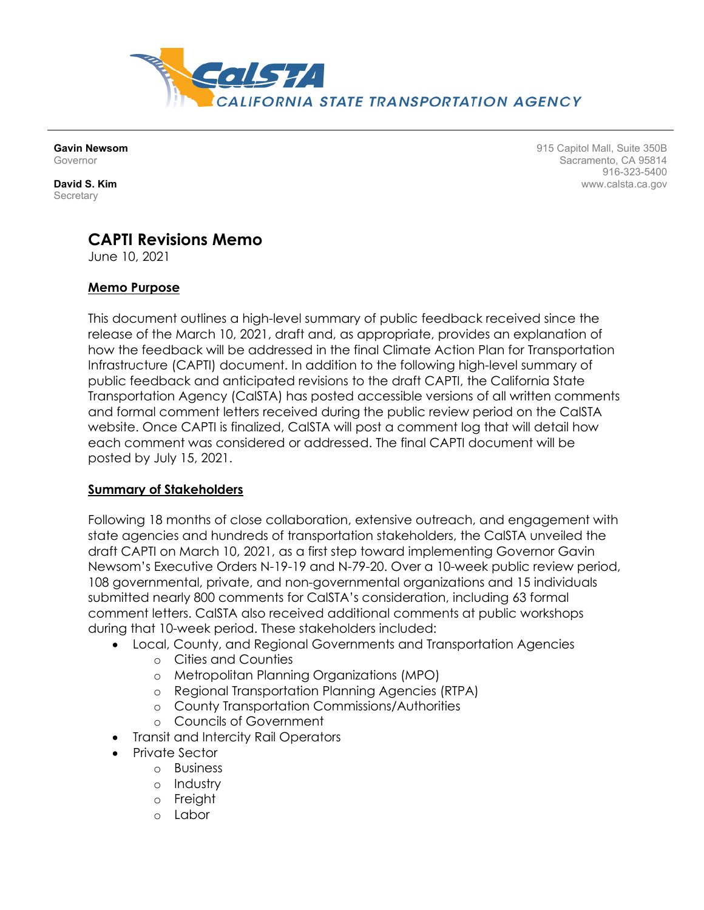**CalSTA**
CALIFORNIA STATE TRANSPORTATION AGENCY

**Gavin Newsom**
Governor

**David S. Kim**
Secretary

915 Capitol Mall, Suite 350B
Sacramento, CA 95814
916-323-5400
www.calsta.ca.gov

# CAPTI Revisions Memo

June 10, 2021

## Memo Purpose

This document outlines a high-level summary of public feedback received since the release of the March 10, 2021, draft and, as appropriate, provides an explanation of how the feedback will be addressed in the final Climate Action Plan for Transportation Infrastructure (CAPTI) document. In addition to the following high-level summary of public feedback and anticipated revisions to the draft CAPTI, the California State Transportation Agency (CalSTA) has posted accessible versions of all written comments and formal comment letters received during the public review period on the CalSTA website. Once CAPTI is finalized, CalSTA will post a comment log that will detail how each comment was considered or addressed. The final CAPTI document will be posted by July 15, 2021.

## Summary of Stakeholders

Following 18 months of close collaboration, extensive outreach, and engagement with state agencies and hundreds of transportation stakeholders, the CalSTA unveiled the draft CAPTI on March 10, 2021, as a first step toward implementing Governor Gavin Newsom's Executive Orders N-19-19 and N-79-20. Over a 10-week public review period, 108 governmental, private, and non-governmental organizations and 15 individuals submitted nearly 800 comments for CalSTA's consideration, including 63 formal comment letters. CalSTA also received additional comments at public workshops during that 10-week period. These stakeholders included:

- Local, County, and Regional Governments and Transportation Agencies
  - Cities and Counties
  - Metropolitan Planning Organizations (MPO)
  - Regional Transportation Planning Agencies (RTPA)
  - County Transportation Commissions/Authorities
  - Councils of Government
- Transit and Intercity Rail Operators
- Private Sector
  - Business
  - Industry
  - Freight
  - Labor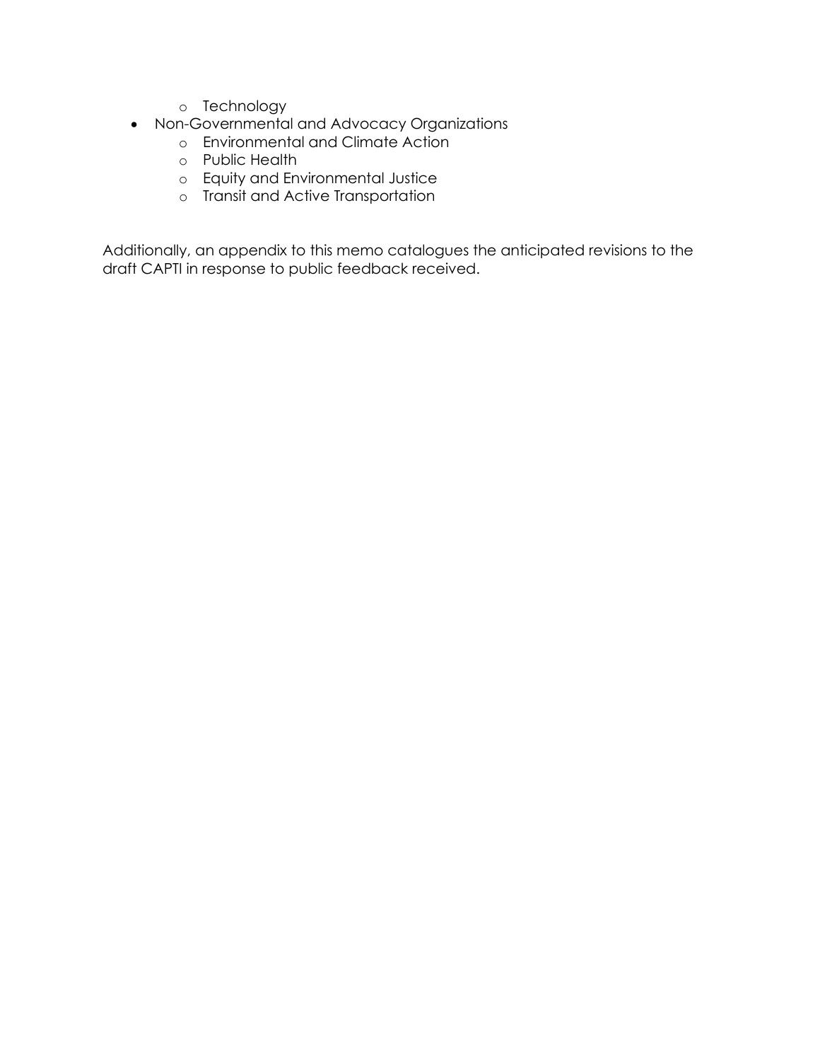- Technology
- Non-Governmental and Advocacy Organizations
  - Environmental and Climate Action
  - Public Health
  - Equity and Environmental Justice
  - Transit and Active Transportation

Additionally, an appendix to this memo catalogues the anticipated revisions to the draft CAPTI in response to public feedback received.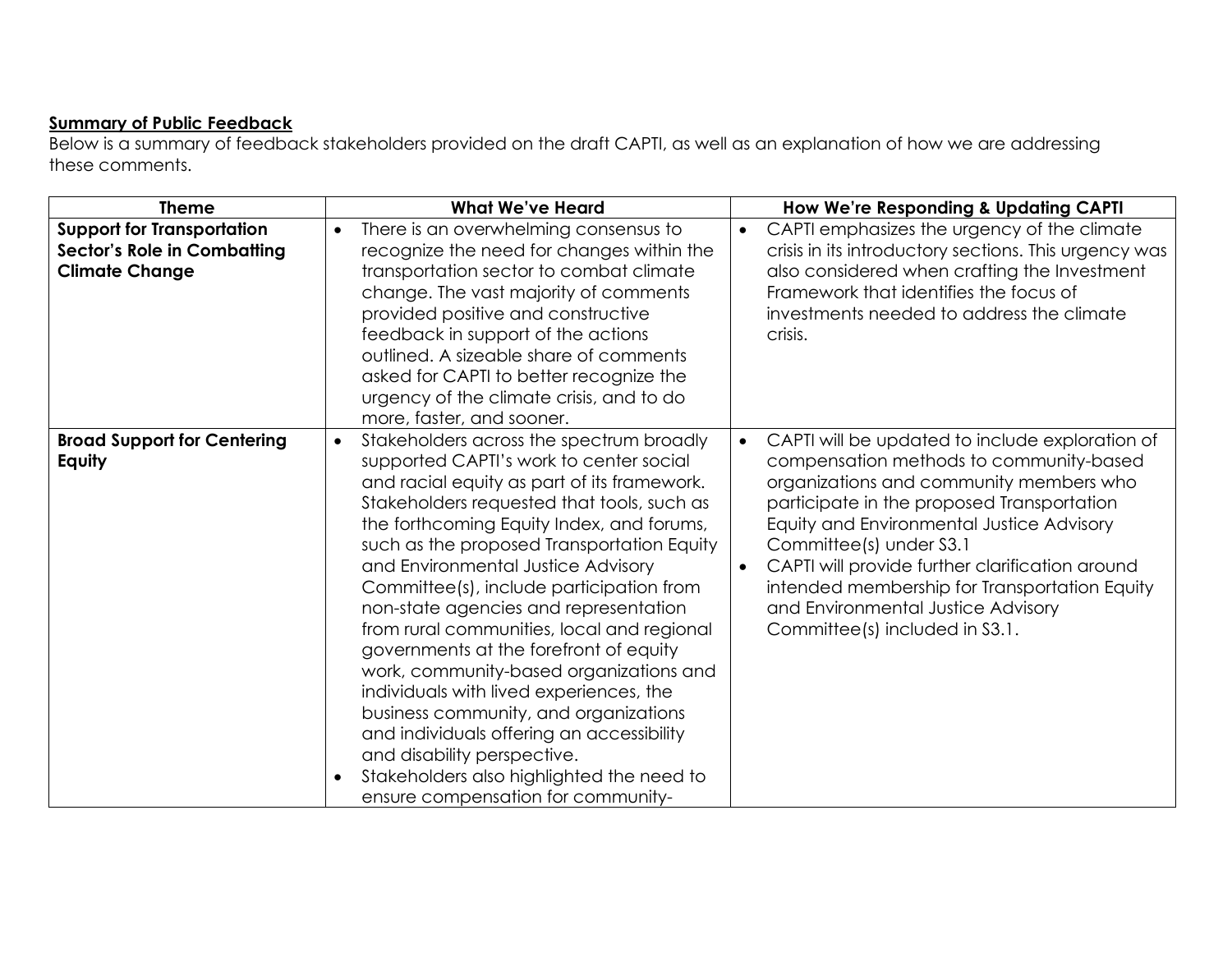**Summary of Public Feedback**

Below is a summary of feedback stakeholders provided on the draft CAPTI, as well as an explanation of how we are addressing these comments.

| Theme | What We've Heard | How We're Responding & Updating CAPTI |
| --- | --- | --- |
| **Support for Transportation Sector's Role in Combatting Climate Change** | • There is an overwhelming consensus to recognize the need for changes within the transportation sector to combat climate change. The vast majority of comments provided positive and constructive feedback in support of the actions outlined. A sizeable share of comments asked for CAPTI to better recognize the urgency of the climate crisis, and to do more, faster, and sooner. | • CAPTI emphasizes the urgency of the climate crisis in its introductory sections. This urgency was also considered when crafting the Investment Framework that identifies the focus of investments needed to address the climate crisis. |
| **Broad Support for Centering Equity** | • Stakeholders across the spectrum broadly supported CAPTI's work to center social and racial equity as part of its framework. Stakeholders requested that tools, such as the forthcoming Equity Index, and forums, such as the proposed Transportation Equity and Environmental Justice Advisory Committee(s), include participation from non-state agencies and representation from rural communities, local and regional governments at the forefront of equity work, community-based organizations and individuals with lived experiences, the business community, and organizations and individuals offering an accessibility and disability perspective.<br>• Stakeholders also highlighted the need to ensure compensation for community- | • CAPTI will be updated to include exploration of compensation methods to community-based organizations and community members who participate in the proposed Transportation Equity and Environmental Justice Advisory Committee(s) under S3.1<br>• CAPTI will provide further clarification around intended membership for Transportation Equity and Environmental Justice Advisory Committee(s) included in S3.1. |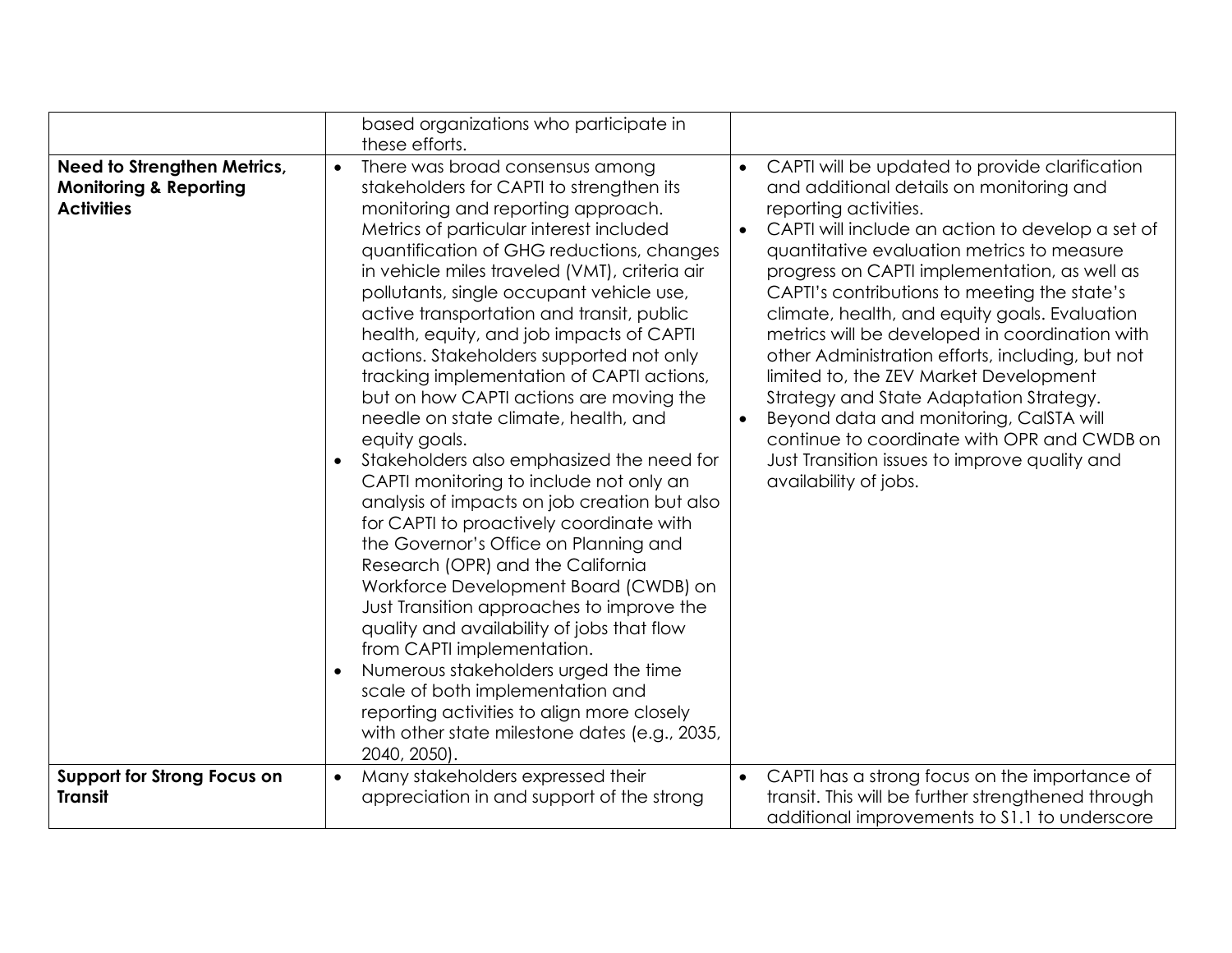| | | |
|---|---|---|
| | based organizations who participate in these efforts. | |
| **Need to Strengthen Metrics, Monitoring & Reporting Activities** | • There was broad consensus among stakeholders for CAPTI to strengthen its monitoring and reporting approach. Metrics of particular interest included quantification of GHG reductions, changes in vehicle miles traveled (VMT), criteria air pollutants, single occupant vehicle use, active transportation and transit, public health, equity, and job impacts of CAPTI actions. Stakeholders supported not only tracking implementation of CAPTI actions, but on how CAPTI actions are moving the needle on state climate, health, and equity goals.<br>• Stakeholders also emphasized the need for CAPTI monitoring to include not only an analysis of impacts on job creation but also for CAPTI to proactively coordinate with the Governor's Office on Planning and Research (OPR) and the California Workforce Development Board (CWDB) on Just Transition approaches to improve the quality and availability of jobs that flow from CAPTI implementation.<br>• Numerous stakeholders urged the time scale of both implementation and reporting activities to align more closely with other state milestone dates (e.g., 2035, 2040, 2050). | • CAPTI will be updated to provide clarification and additional details on monitoring and reporting activities.<br>• CAPTI will include an action to develop a set of quantitative evaluation metrics to measure progress on CAPTI implementation, as well as CAPTI's contributions to meeting the state's climate, health, and equity goals. Evaluation metrics will be developed in coordination with other Administration efforts, including, but not limited to, the ZEV Market Development Strategy and State Adaptation Strategy.<br>• Beyond data and monitoring, CalSTA will continue to coordinate with OPR and CWDB on Just Transition issues to improve quality and availability of jobs. |
| **Support for Strong Focus on Transit** | • Many stakeholders expressed their appreciation in and support of the strong | • CAPTI has a strong focus on the importance of transit. This will be further strengthened through additional improvements to S1.1 to underscore |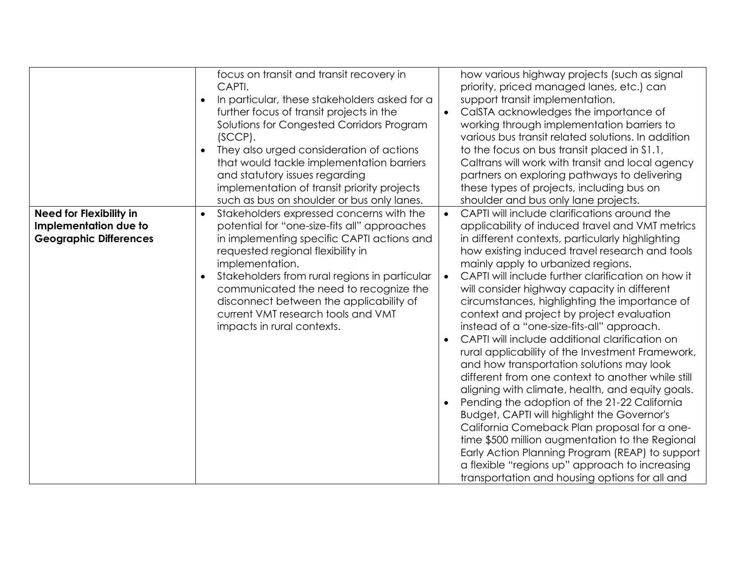| | | |
|---|---|---|
| | focus on transit and transit recovery in CAPTI.<br>• In particular, these stakeholders asked for a further focus of transit projects in the Solutions for Congested Corridors Program (SCCP).<br>• They also urged consideration of actions that would tackle implementation barriers and statutory issues regarding implementation of transit priority projects such as bus on shoulder or bus only lanes. | how various highway projects (such as signal priority, priced managed lanes, etc.) can support transit implementation.<br>• CalSTA acknowledges the importance of working through implementation barriers to various bus transit related solutions. In addition to the focus on bus transit placed in S1.1, Caltrans will work with transit and local agency partners on exploring pathways to delivering these types of projects, including bus on shoulder and bus only lane projects. |
| **Need for Flexibility in Implementation due to Geographic Differences** | • Stakeholders expressed concerns with the potential for "one-size-fits all" approaches in implementing specific CAPTI actions and requested regional flexibility in implementation.<br>• Stakeholders from rural regions in particular communicated the need to recognize the disconnect between the applicability of current VMT research tools and VMT impacts in rural contexts. | • CAPTI will include clarifications around the applicability of induced travel and VMT metrics in different contexts, particularly highlighting how existing induced travel research and tools mainly apply to urbanized regions.<br>• CAPTI will include further clarification on how it will consider highway capacity in different circumstances, highlighting the importance of context and project by project evaluation instead of a "one-size-fits-all" approach.<br>• CAPTI will include additional clarification on rural applicability of the Investment Framework, and how transportation solutions may look different from one context to another while still aligning with climate, health, and equity goals.<br>• Pending the adoption of the 21-22 California Budget, CAPTI will highlight the Governor's California Comeback Plan proposal for a one-time $500 million augmentation to the Regional Early Action Planning Program (REAP) to support a flexible "regions up" approach to increasing transportation and housing options for all and |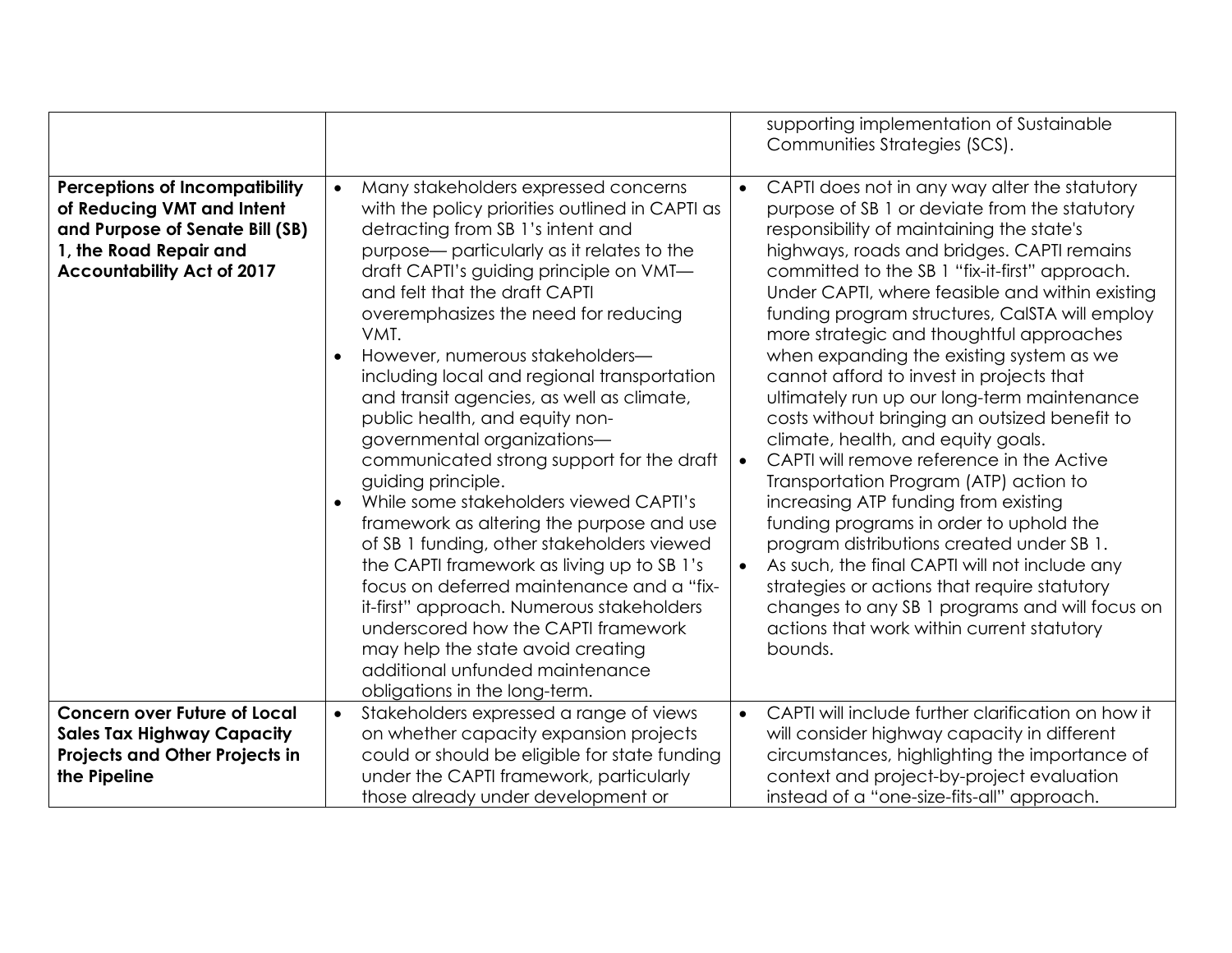| | | |
|---|---|---|
| | | supporting implementation of Sustainable Communities Strategies (SCS). |
| **Perceptions of Incompatibility of Reducing VMT and Intent and Purpose of Senate Bill (SB) 1, the Road Repair and Accountability Act of 2017** | • Many stakeholders expressed concerns with the policy priorities outlined in CAPTI as detracting from SB 1's intent and purpose— particularly as it relates to the draft CAPTI's guiding principle on VMT— and felt that the draft CAPTI overemphasizes the need for reducing VMT.<br>• However, numerous stakeholders— including local and regional transportation and transit agencies, as well as climate, public health, and equity non-governmental organizations— communicated strong support for the draft guiding principle.<br>• While some stakeholders viewed CAPTI's framework as altering the purpose and use of SB 1 funding, other stakeholders viewed the CAPTI framework as living up to SB 1's focus on deferred maintenance and a "fix-it-first" approach. Numerous stakeholders underscored how the CAPTI framework may help the state avoid creating additional unfunded maintenance obligations in the long-term. | • CAPTI does not in any way alter the statutory purpose of SB 1 or deviate from the statutory responsibility of maintaining the state's highways, roads and bridges. CAPTI remains committed to the SB 1 "fix-it-first" approach. Under CAPTI, where feasible and within existing funding program structures, CalSTA will employ more strategic and thoughtful approaches when expanding the existing system as we cannot afford to invest in projects that ultimately run up our long-term maintenance costs without bringing an outsized benefit to climate, health, and equity goals.<br>• CAPTI will remove reference in the Active Transportation Program (ATP) action to increasing ATP funding from existing funding programs in order to uphold the program distributions created under SB 1.<br>• As such, the final CAPTI will not include any strategies or actions that require statutory changes to any SB 1 programs and will focus on actions that work within current statutory bounds. |
| **Concern over Future of Local Sales Tax Highway Capacity Projects and Other Projects in the Pipeline** | • Stakeholders expressed a range of views on whether capacity expansion projects could or should be eligible for state funding under the CAPTI framework, particularly those already under development or | • CAPTI will include further clarification on how it will consider highway capacity in different circumstances, highlighting the importance of context and project-by-project evaluation instead of a "one-size-fits-all" approach. |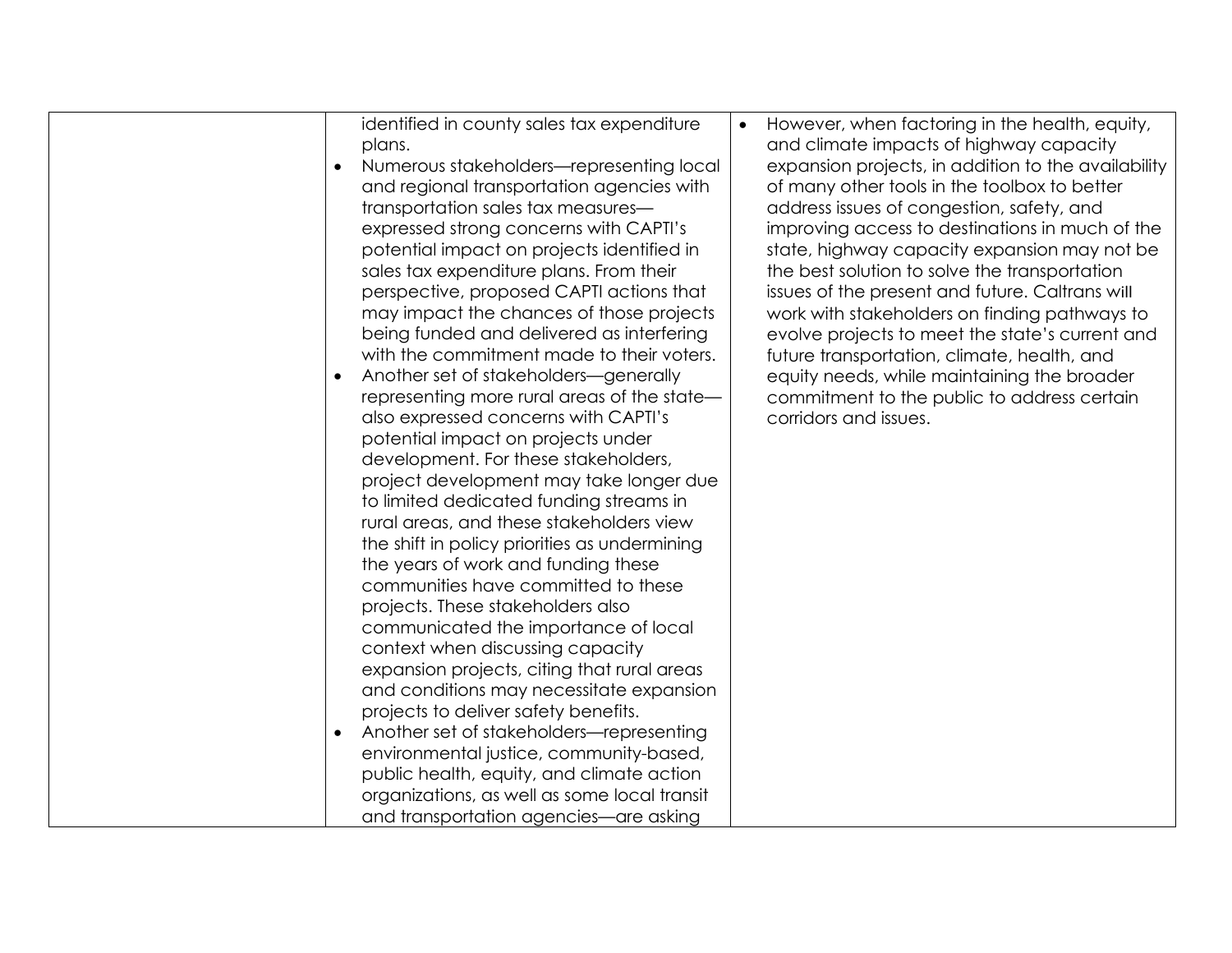| | | |
|---|---|---|
| | identified in county sales tax expenditure plans.<br>• Numerous stakeholders—representing local and regional transportation agencies with transportation sales tax measures—expressed strong concerns with CAPTI's potential impact on projects identified in sales tax expenditure plans. From their perspective, proposed CAPTI actions that may impact the chances of those projects being funded and delivered as interfering with the commitment made to their voters.<br>• Another set of stakeholders—generally representing more rural areas of the state—also expressed concerns with CAPTI's potential impact on projects under development. For these stakeholders, project development may take longer due to limited dedicated funding streams in rural areas, and these stakeholders view the shift in policy priorities as undermining the years of work and funding these communities have committed to these projects. These stakeholders also communicated the importance of local context when discussing capacity expansion projects, citing that rural areas and conditions may necessitate expansion projects to deliver safety benefits.<br>• Another set of stakeholders—representing environmental justice, community-based, public health, equity, and climate action organizations, as well as some local transit and transportation agencies—are asking | • However, when factoring in the health, equity, and climate impacts of highway capacity expansion projects, in addition to the availability of many other tools in the toolbox to better address issues of congestion, safety, and improving access to destinations in much of the state, highway capacity expansion may not be the best solution to solve the transportation issues of the present and future. Caltrans will work with stakeholders on finding pathways to evolve projects to meet the state's current and future transportation, climate, health, and equity needs, while maintaining the broader commitment to the public to address certain corridors and issues. |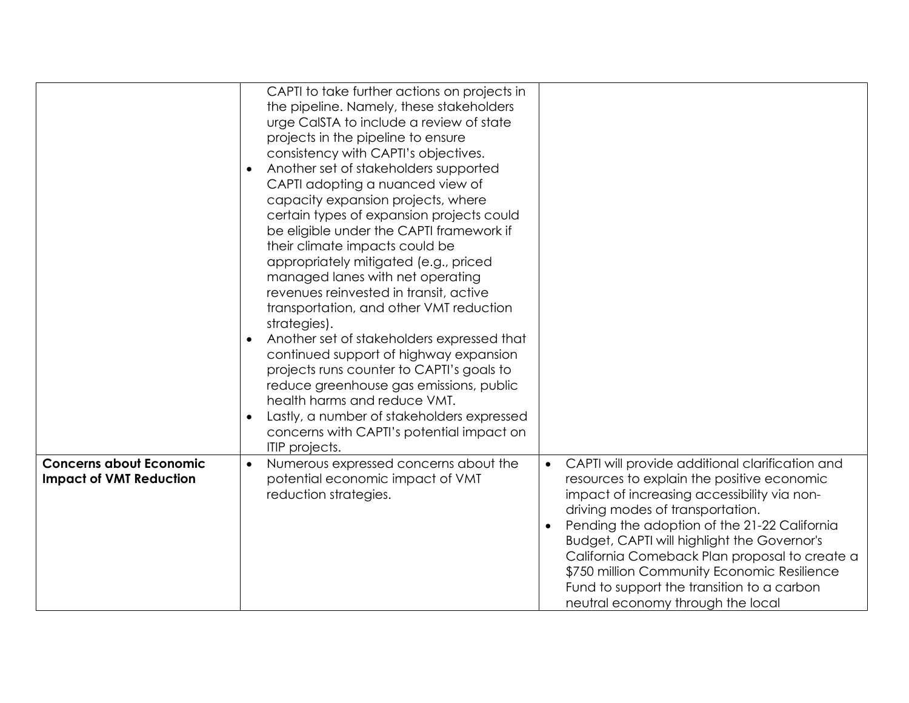| | | |
|---|---|---|
| | CAPTI to take further actions on projects in the pipeline. Namely, these stakeholders urge CalSTA to include a review of state projects in the pipeline to ensure consistency with CAPTI's objectives.<br>• Another set of stakeholders supported CAPTI adopting a nuanced view of capacity expansion projects, where certain types of expansion projects could be eligible under the CAPTI framework if their climate impacts could be appropriately mitigated (e.g., priced managed lanes with net operating revenues reinvested in transit, active transportation, and other VMT reduction strategies).<br>• Another set of stakeholders expressed that continued support of highway expansion projects runs counter to CAPTI's goals to reduce greenhouse gas emissions, public health harms and reduce VMT.<br>• Lastly, a number of stakeholders expressed concerns with CAPTI's potential impact on ITIP projects. | |
| **Concerns about Economic Impact of VMT Reduction** | • Numerous expressed concerns about the potential economic impact of VMT reduction strategies. | • CAPTI will provide additional clarification and resources to explain the positive economic impact of increasing accessibility via non-driving modes of transportation.<br>• Pending the adoption of the 21-22 California Budget, CAPTI will highlight the Governor's California Comeback Plan proposal to create a \$750 million Community Economic Resilience Fund to support the transition to a carbon neutral economy through the local |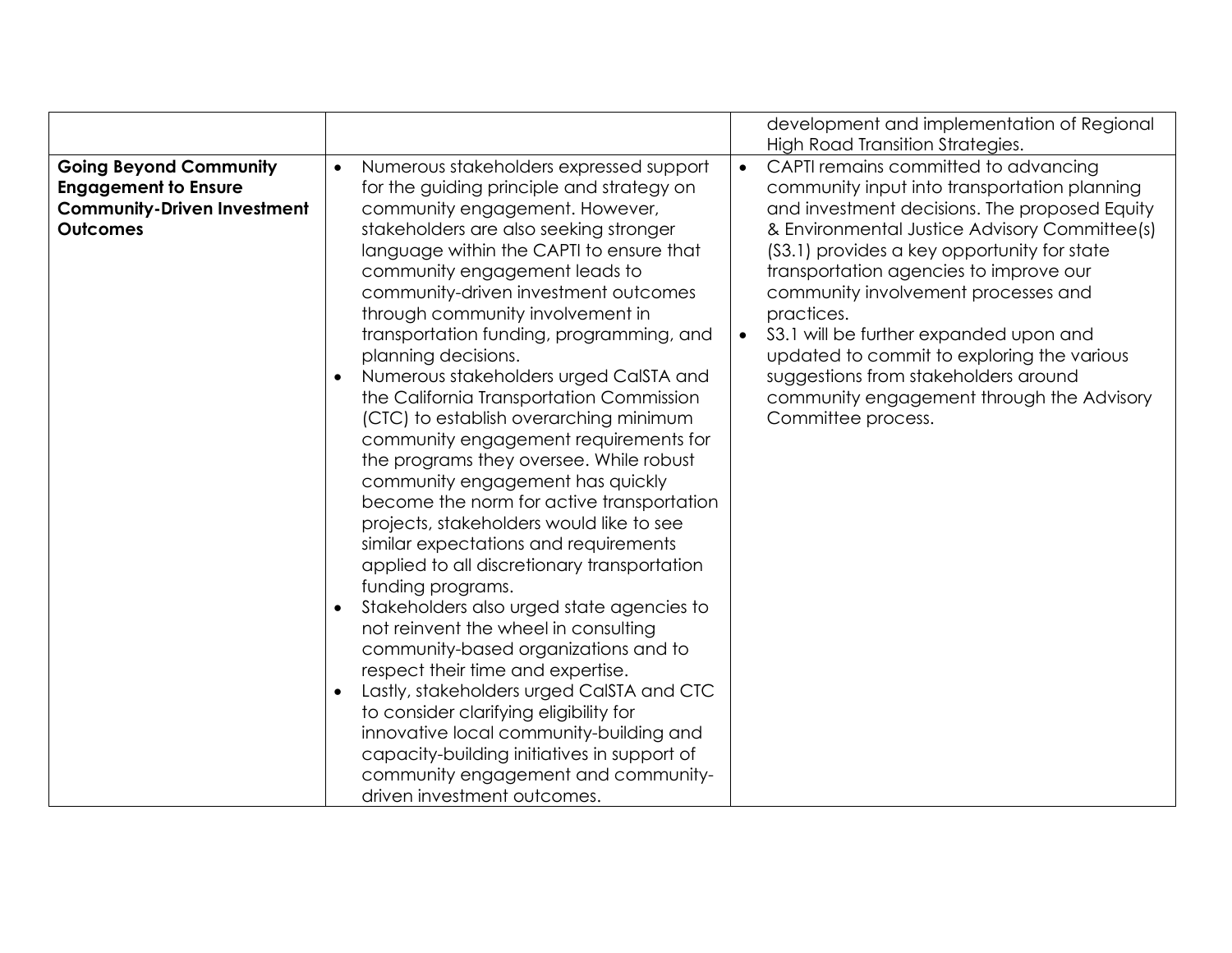| | | |
|---|---|---|
| | | development and implementation of Regional High Road Transition Strategies. |
| **Going Beyond Community Engagement to Ensure Community-Driven Investment Outcomes** | • Numerous stakeholders expressed support for the guiding principle and strategy on community engagement. However, stakeholders are also seeking stronger language within the CAPTI to ensure that community engagement leads to community-driven investment outcomes through community involvement in transportation funding, programming, and planning decisions.<br>• Numerous stakeholders urged CalSTA and the California Transportation Commission (CTC) to establish overarching minimum community engagement requirements for the programs they oversee. While robust community engagement has quickly become the norm for active transportation projects, stakeholders would like to see similar expectations and requirements applied to all discretionary transportation funding programs.<br>• Stakeholders also urged state agencies to not reinvent the wheel in consulting community-based organizations and to respect their time and expertise.<br>• Lastly, stakeholders urged CalSTA and CTC to consider clarifying eligibility for innovative local community-building and capacity-building initiatives in support of community engagement and community-driven investment outcomes. | • CAPTI remains committed to advancing community input into transportation planning and investment decisions. The proposed Equity & Environmental Justice Advisory Committee(s) (S3.1) provides a key opportunity for state transportation agencies to improve our community involvement processes and practices.<br>• S3.1 will be further expanded upon and updated to commit to exploring the various suggestions from stakeholders around community engagement through the Advisory Committee process. |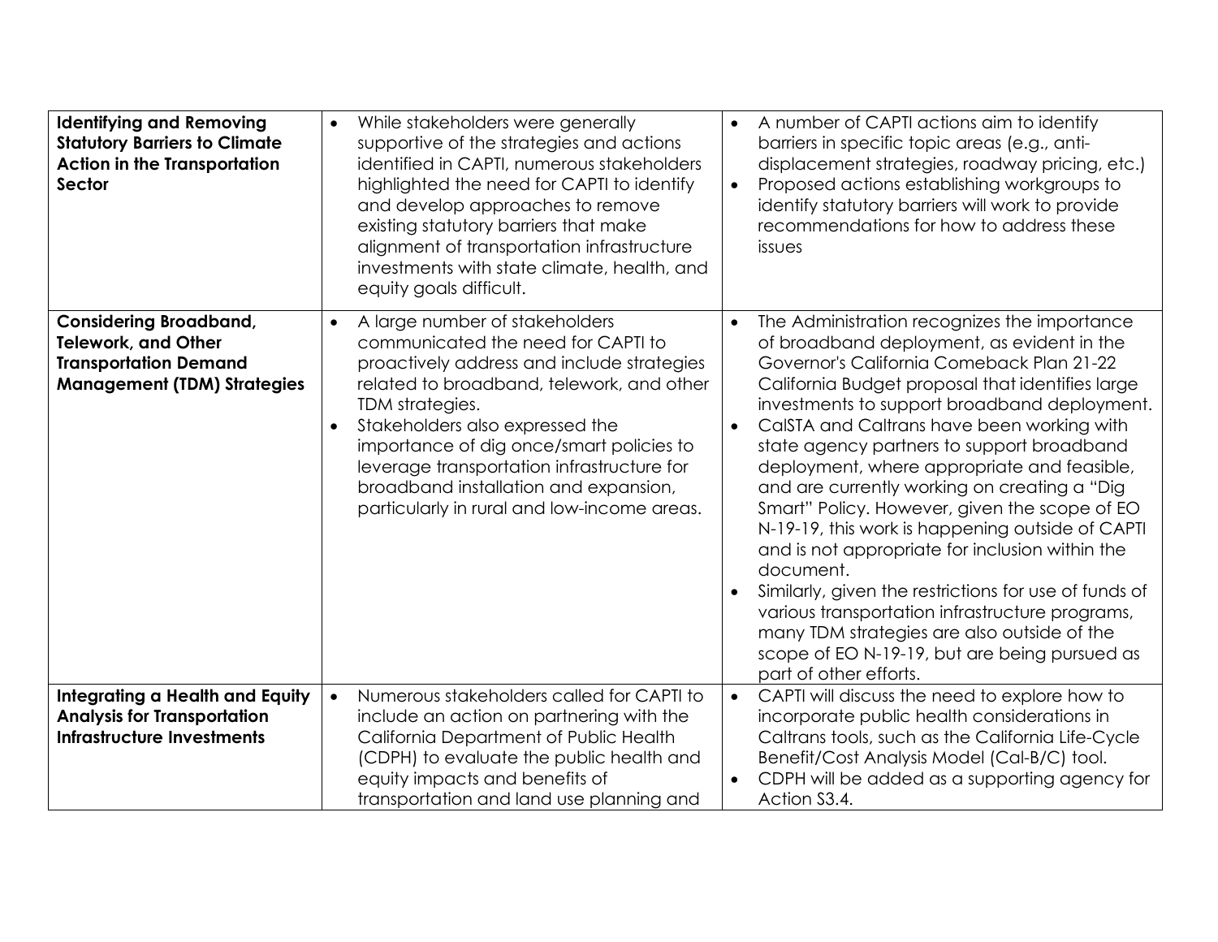| | | |
|---|---|---|
| **Identifying and Removing Statutory Barriers to Climate Action in the Transportation Sector** | • While stakeholders were generally supportive of the strategies and actions identified in CAPTI, numerous stakeholders highlighted the need for CAPTI to identify and develop approaches to remove existing statutory barriers that make alignment of transportation infrastructure investments with state climate, health, and equity goals difficult. | • A number of CAPTI actions aim to identify barriers in specific topic areas (e.g., anti-displacement strategies, roadway pricing, etc.)<br>• Proposed actions establishing workgroups to identify statutory barriers will work to provide recommendations for how to address these issues |
| **Considering Broadband, Telework, and Other Transportation Demand Management (TDM) Strategies** | • A large number of stakeholders communicated the need for CAPTI to proactively address and include strategies related to broadband, telework, and other TDM strategies.<br>• Stakeholders also expressed the importance of dig once/smart policies to leverage transportation infrastructure for broadband installation and expansion, particularly in rural and low-income areas. | • The Administration recognizes the importance of broadband deployment, as evident in the Governor's California Comeback Plan 21-22 California Budget proposal that identifies large investments to support broadband deployment.<br>• CalSTA and Caltrans have been working with state agency partners to support broadband deployment, where appropriate and feasible, and are currently working on creating a "Dig Smart" Policy. However, given the scope of EO N-19-19, this work is happening outside of CAPTI and is not appropriate for inclusion within the document.<br>• Similarly, given the restrictions for use of funds of various transportation infrastructure programs, many TDM strategies are also outside of the scope of EO N-19-19, but are being pursued as part of other efforts. |
| **Integrating a Health and Equity Analysis for Transportation Infrastructure Investments** | • Numerous stakeholders called for CAPTI to include an action on partnering with the California Department of Public Health (CDPH) to evaluate the public health and equity impacts and benefits of transportation and land use planning and | • CAPTI will discuss the need to explore how to incorporate public health considerations in Caltrans tools, such as the California Life-Cycle Benefit/Cost Analysis Model (Cal-B/C) tool.<br>• CDPH will be added as a supporting agency for Action S3.4. |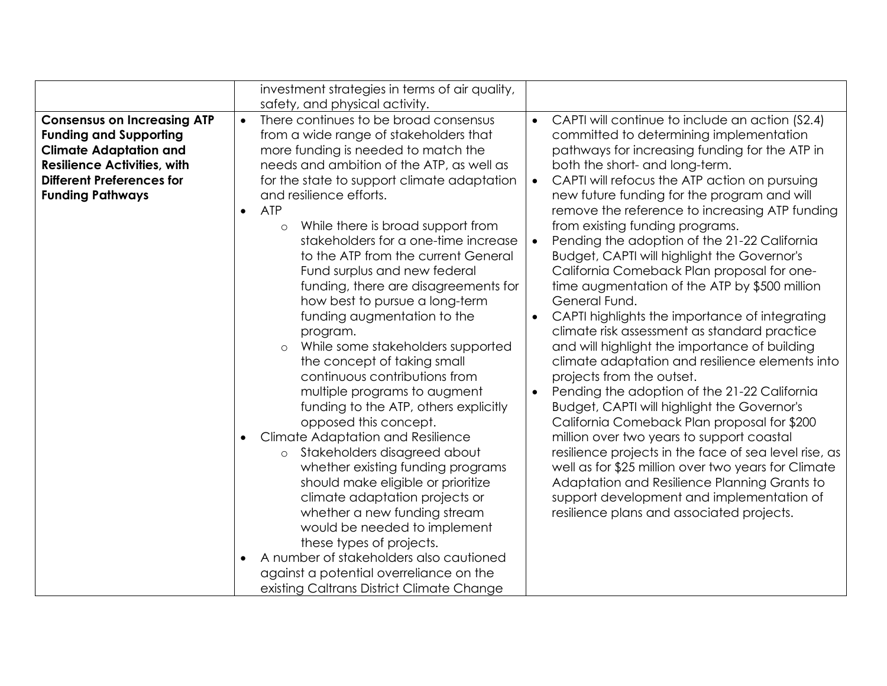| | | |
|---|---|---|
| | investment strategies in terms of air quality, safety, and physical activity. | |
| **Consensus on Increasing ATP Funding and Supporting Climate Adaptation and Resilience Activities, with Different Preferences for Funding Pathways** | • There continues to be broad consensus from a wide range of stakeholders that more funding is needed to match the needs and ambition of the ATP, as well as for the state to support climate adaptation and resilience efforts.<br>• ATP<br>  ○ While there is broad support from stakeholders for a one-time increase to the ATP from the current General Fund surplus and new federal funding, there are disagreements for how best to pursue a long-term funding augmentation to the program.<br>  ○ While some stakeholders supported the concept of taking small continuous contributions from multiple programs to augment funding to the ATP, others explicitly opposed this concept.<br>• Climate Adaptation and Resilience<br>  ○ Stakeholders disagreed about whether existing funding programs should make eligible or prioritize climate adaptation projects or whether a new funding stream would be needed to implement these types of projects.<br>• A number of stakeholders also cautioned against a potential overreliance on the existing Caltrans District Climate Change | • CAPTI will continue to include an action (S2.4) committed to determining implementation pathways for increasing funding for the ATP in both the short- and long-term.<br>• CAPTI will refocus the ATP action on pursuing new future funding for the program and will remove the reference to increasing ATP funding from existing funding programs.<br>• Pending the adoption of the 21-22 California Budget, CAPTI will highlight the Governor's California Comeback Plan proposal for one-time augmentation of the ATP by $500 million General Fund.<br>• CAPTI highlights the importance of integrating climate risk assessment as standard practice and will highlight the importance of building climate adaptation and resilience elements into projects from the outset.<br>• Pending the adoption of the 21-22 California Budget, CAPTI will highlight the Governor's California Comeback Plan proposal for $200 million over two years to support coastal resilience projects in the face of sea level rise, as well as for $25 million over two years for Climate Adaptation and Resilience Planning Grants to support development and implementation of resilience plans and associated projects. |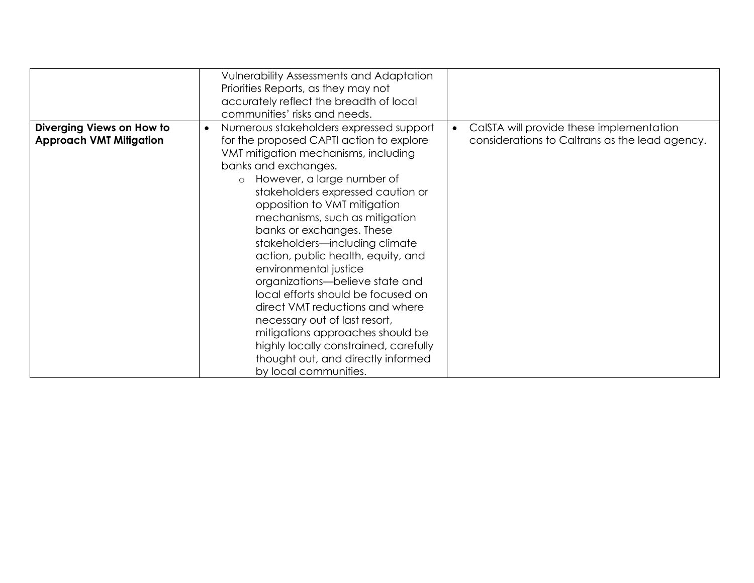| | | |
|---|---|---|
| | Vulnerability Assessments and Adaptation Priorities Reports, as they may not accurately reflect the breadth of local communities' risks and needs. | |
| **Diverging Views on How to Approach VMT Mitigation** | • Numerous stakeholders expressed support for the proposed CAPTI action to explore VMT mitigation mechanisms, including banks and exchanges.<br>  ○ However, a large number of stakeholders expressed caution or opposition to VMT mitigation mechanisms, such as mitigation banks or exchanges. These stakeholders—including climate action, public health, equity, and environmental justice organizations—believe state and local efforts should be focused on direct VMT reductions and where necessary out of last resort, mitigations approaches should be highly locally constrained, carefully thought out, and directly informed by local communities. | • CalSTA will provide these implementation considerations to Caltrans as the lead agency. |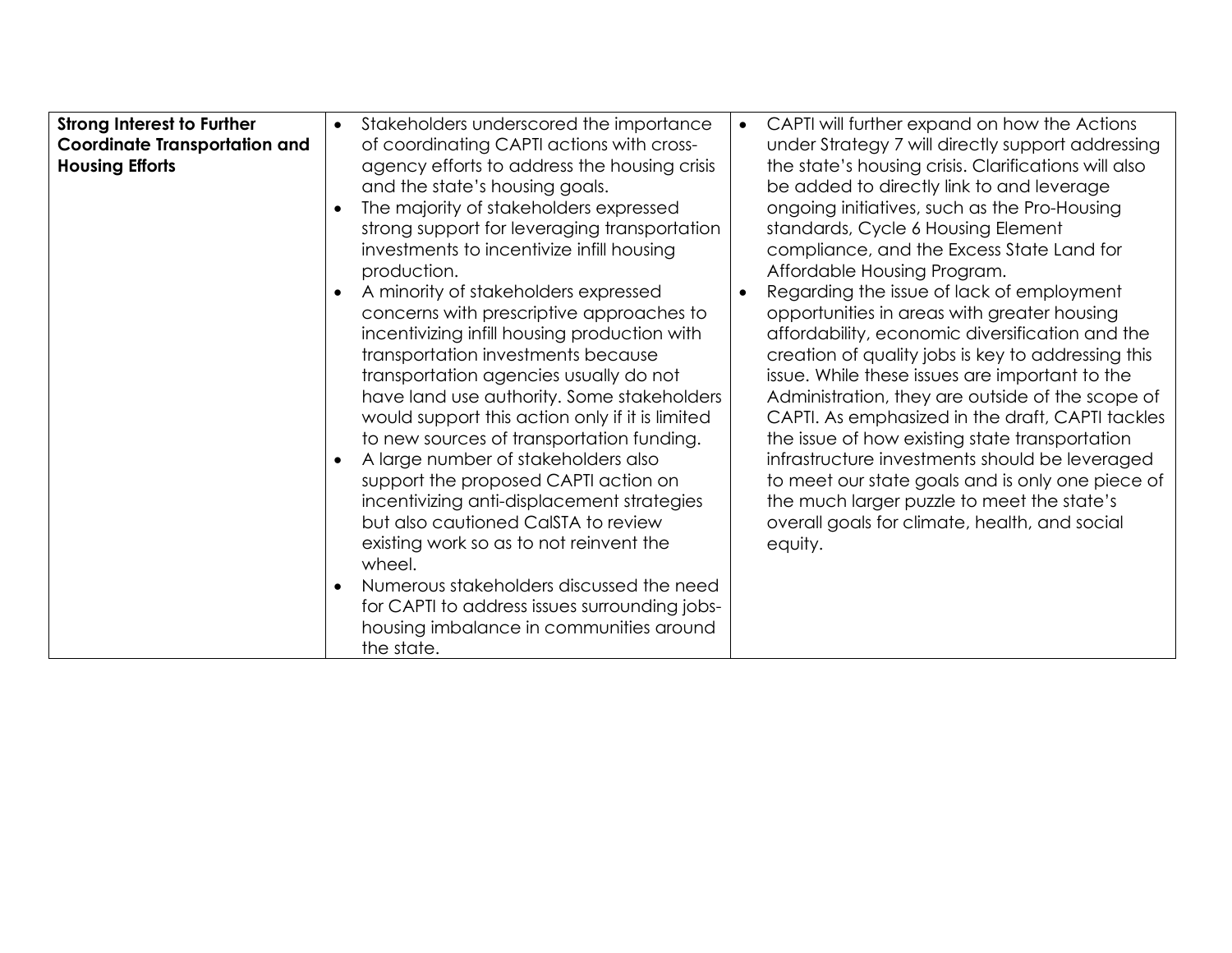| | | |
|---|---|---|
| **Strong Interest to Further Coordinate Transportation and Housing Efforts** | • Stakeholders underscored the importance of coordinating CAPTI actions with cross-agency efforts to address the housing crisis and the state's housing goals.<br>• The majority of stakeholders expressed strong support for leveraging transportation investments to incentivize infill housing production.<br>• A minority of stakeholders expressed concerns with prescriptive approaches to incentivizing infill housing production with transportation investments because transportation agencies usually do not have land use authority. Some stakeholders would support this action only if it is limited to new sources of transportation funding.<br>• A large number of stakeholders also support the proposed CAPTI action on incentivizing anti-displacement strategies but also cautioned CalSTA to review existing work so as to not reinvent the wheel.<br>• Numerous stakeholders discussed the need for CAPTI to address issues surrounding jobs-housing imbalance in communities around the state. | • CAPTI will further expand on how the Actions under Strategy 7 will directly support addressing the state's housing crisis. Clarifications will also be added to directly link to and leverage ongoing initiatives, such as the Pro-Housing standards, Cycle 6 Housing Element compliance, and the Excess State Land for Affordable Housing Program.<br>• Regarding the issue of lack of employment opportunities in areas with greater housing affordability, economic diversification and the creation of quality jobs is key to addressing this issue. While these issues are important to the Administration, they are outside of the scope of CAPTI. As emphasized in the draft, CAPTI tackles the issue of how existing state transportation infrastructure investments should be leveraged to meet our state goals and is only one piece of the much larger puzzle to meet the state's overall goals for climate, health, and social equity. |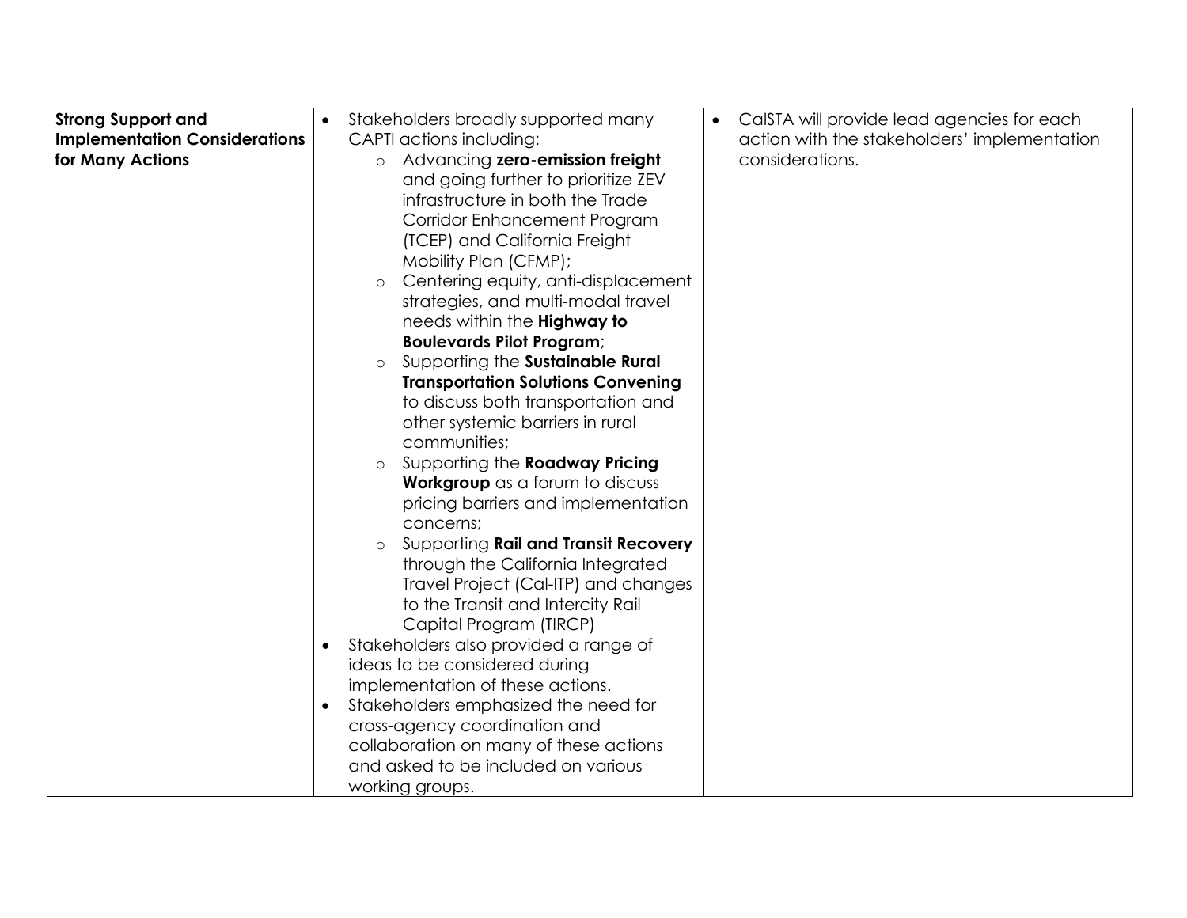| | | |
|---|---|---|
| **Strong Support and Implementation Considerations for Many Actions** | • Stakeholders broadly supported many CAPTI actions including:<br>  ○ Advancing **zero-emission freight** and going further to prioritize ZEV infrastructure in both the Trade Corridor Enhancement Program (TCEP) and California Freight Mobility Plan (CFMP);<br>  ○ Centering equity, anti-displacement strategies, and multi-modal travel needs within the **Highway to Boulevards Pilot Program**;<br>  ○ Supporting the **Sustainable Rural Transportation Solutions Convening** to discuss both transportation and other systemic barriers in rural communities;<br>  ○ Supporting the **Roadway Pricing Workgroup** as a forum to discuss pricing barriers and implementation concerns;<br>  ○ Supporting **Rail and Transit Recovery** through the California Integrated Travel Project (Cal-ITP) and changes to the Transit and Intercity Rail Capital Program (TIRCP)<br>• Stakeholders also provided a range of ideas to be considered during implementation of these actions.<br>• Stakeholders emphasized the need for cross-agency coordination and collaboration on many of these actions and asked to be included on various working groups. | • CalSTA will provide lead agencies for each action with the stakeholders' implementation considerations. |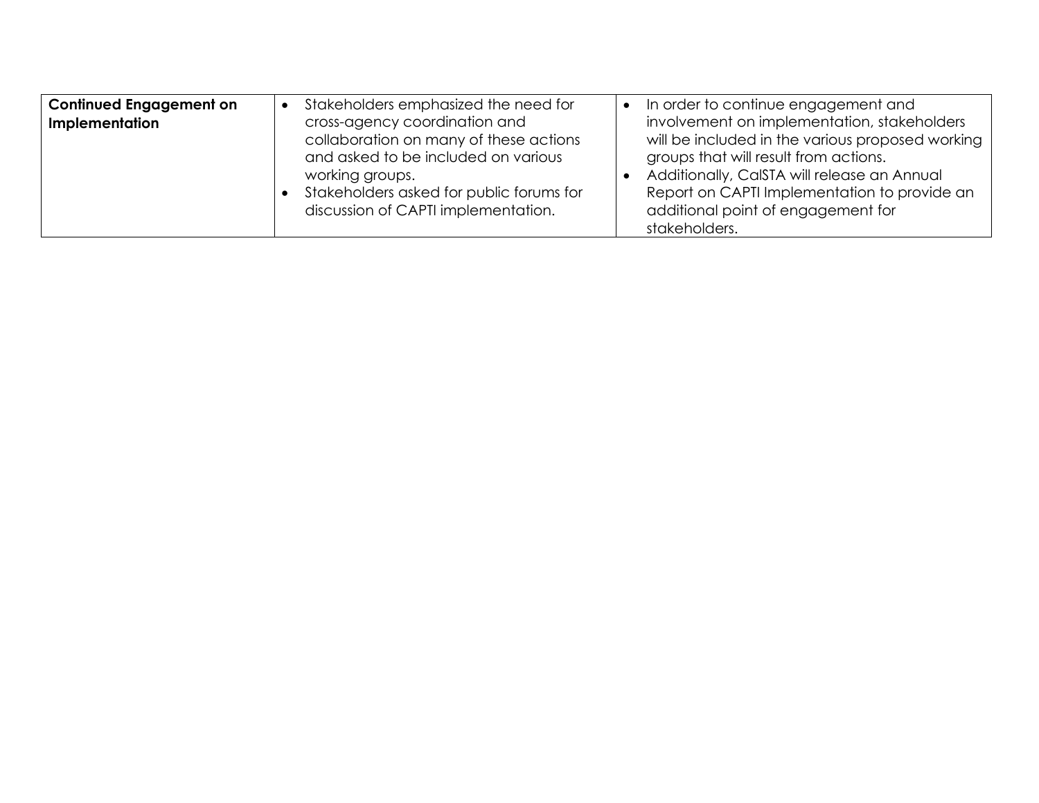| | | |
|---|---|---|
| **Continued Engagement on Implementation** | • Stakeholders emphasized the need for cross-agency coordination and collaboration on many of these actions and asked to be included on various working groups.<br>• Stakeholders asked for public forums for discussion of CAPTI implementation. | • In order to continue engagement and involvement on implementation, stakeholders will be included in the various proposed working groups that will result from actions.<br>• Additionally, CalSTA will release an Annual Report on CAPTI Implementation to provide an additional point of engagement for stakeholders. |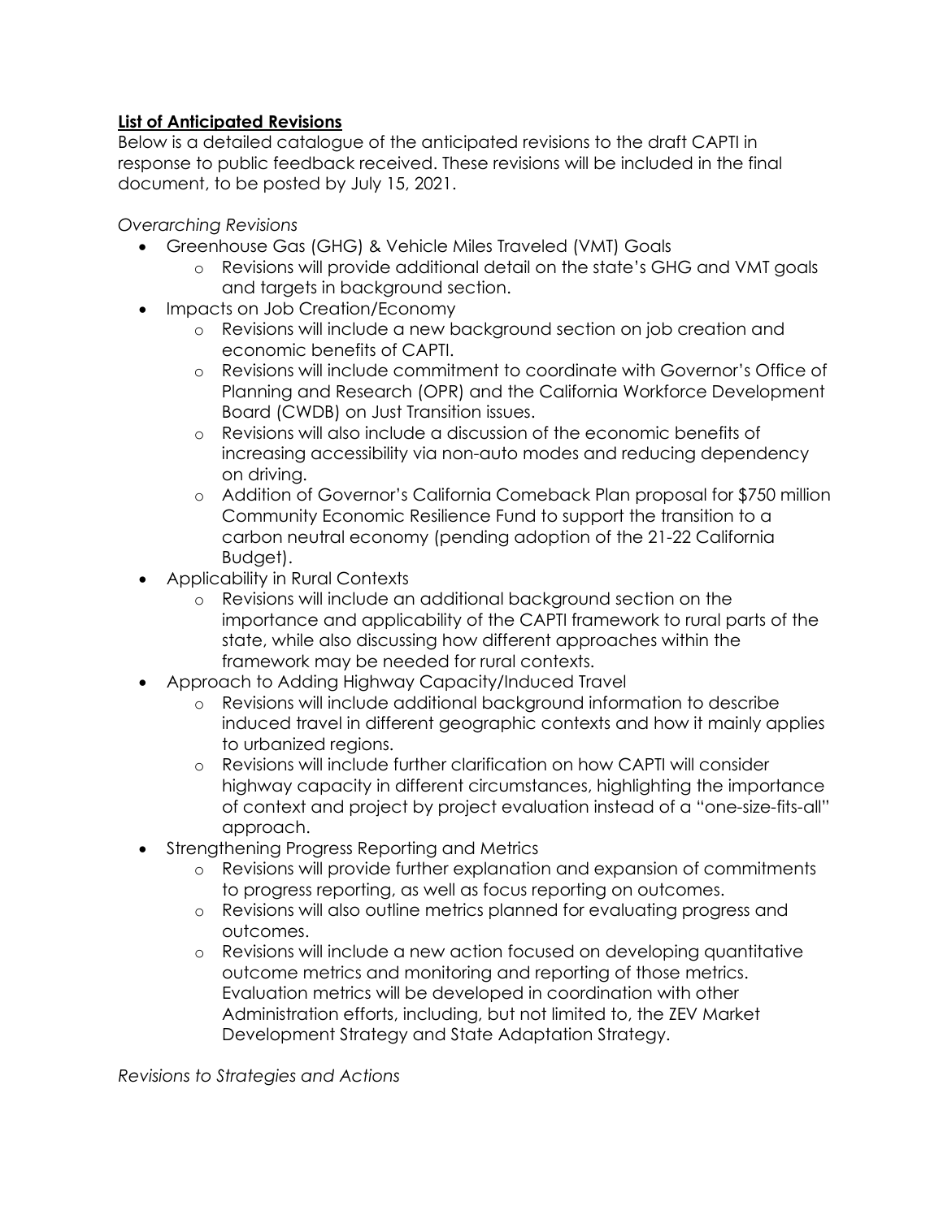## **List of Anticipated Revisions**

Below is a detailed catalogue of the anticipated revisions to the draft CAPTI in response to public feedback received. These revisions will be included in the final document, to be posted by July 15, 2021.

*Overarching Revisions*

- Greenhouse Gas (GHG) & Vehicle Miles Traveled (VMT) Goals
  - Revisions will provide additional detail on the state's GHG and VMT goals and targets in background section.
- Impacts on Job Creation/Economy
  - Revisions will include a new background section on job creation and economic benefits of CAPTI.
  - Revisions will include commitment to coordinate with Governor's Office of Planning and Research (OPR) and the California Workforce Development Board (CWDB) on Just Transition issues.
  - Revisions will also include a discussion of the economic benefits of increasing accessibility via non-auto modes and reducing dependency on driving.
  - Addition of Governor's California Comeback Plan proposal for $750 million Community Economic Resilience Fund to support the transition to a carbon neutral economy (pending adoption of the 21-22 California Budget).
- Applicability in Rural Contexts
  - Revisions will include an additional background section on the importance and applicability of the CAPTI framework to rural parts of the state, while also discussing how different approaches within the framework may be needed for rural contexts.
- Approach to Adding Highway Capacity/Induced Travel
  - Revisions will include additional background information to describe induced travel in different geographic contexts and how it mainly applies to urbanized regions.
  - Revisions will include further clarification on how CAPTI will consider highway capacity in different circumstances, highlighting the importance of context and project by project evaluation instead of a "one-size-fits-all" approach.
- Strengthening Progress Reporting and Metrics
  - Revisions will provide further explanation and expansion of commitments to progress reporting, as well as focus reporting on outcomes.
  - Revisions will also outline metrics planned for evaluating progress and outcomes.
  - Revisions will include a new action focused on developing quantitative outcome metrics and monitoring and reporting of those metrics. Evaluation metrics will be developed in coordination with other Administration efforts, including, but not limited to, the ZEV Market Development Strategy and State Adaptation Strategy.

*Revisions to Strategies and Actions*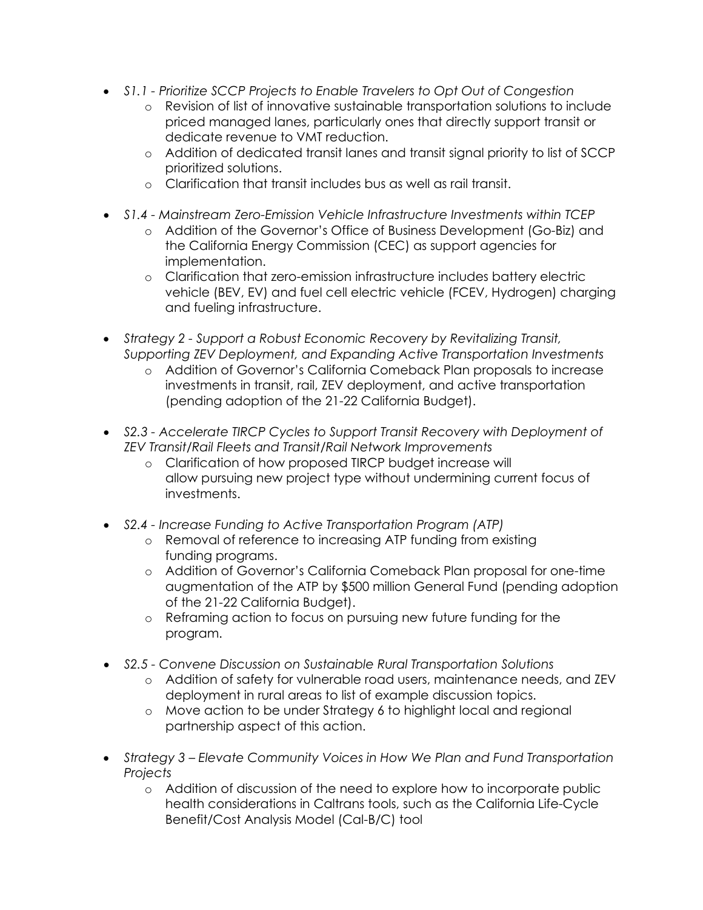- *S1.1 - Prioritize SCCP Projects to Enable Travelers to Opt Out of Congestion*
    - Revision of list of innovative sustainable transportation solutions to include priced managed lanes, particularly ones that directly support transit or dedicate revenue to VMT reduction.
    - Addition of dedicated transit lanes and transit signal priority to list of SCCP prioritized solutions.
    - Clarification that transit includes bus as well as rail transit.

- *S1.4 - Mainstream Zero-Emission Vehicle Infrastructure Investments within TCEP*
    - Addition of the Governor's Office of Business Development (Go-Biz) and the California Energy Commission (CEC) as support agencies for implementation.
    - Clarification that zero-emission infrastructure includes battery electric vehicle (BEV, EV) and fuel cell electric vehicle (FCEV, Hydrogen) charging and fueling infrastructure.

- *Strategy 2 - Support a Robust Economic Recovery by Revitalizing Transit, Supporting ZEV Deployment, and Expanding Active Transportation Investments*
    - Addition of Governor's California Comeback Plan proposals to increase investments in transit, rail, ZEV deployment, and active transportation (pending adoption of the 21-22 California Budget).

- *S2.3 - Accelerate TIRCP Cycles to Support Transit Recovery with Deployment of ZEV Transit/Rail Fleets and Transit/Rail Network Improvements*
    - Clarification of how proposed TIRCP budget increase will allow pursuing new project type without undermining current focus of investments.

- *S2.4 - Increase Funding to Active Transportation Program (ATP)*
    - Removal of reference to increasing ATP funding from existing funding programs.
    - Addition of Governor's California Comeback Plan proposal for one-time augmentation of the ATP by $500 million General Fund (pending adoption of the 21-22 California Budget).
    - Reframing action to focus on pursuing new future funding for the program.

- *S2.5 - Convene Discussion on Sustainable Rural Transportation Solutions*
    - Addition of safety for vulnerable road users, maintenance needs, and ZEV deployment in rural areas to list of example discussion topics.
    - Move action to be under Strategy 6 to highlight local and regional partnership aspect of this action.

- *Strategy 3 – Elevate Community Voices in How We Plan and Fund Transportation Projects*
    - Addition of discussion of the need to explore how to incorporate public health considerations in Caltrans tools, such as the California Life-Cycle Benefit/Cost Analysis Model (Cal-B/C) tool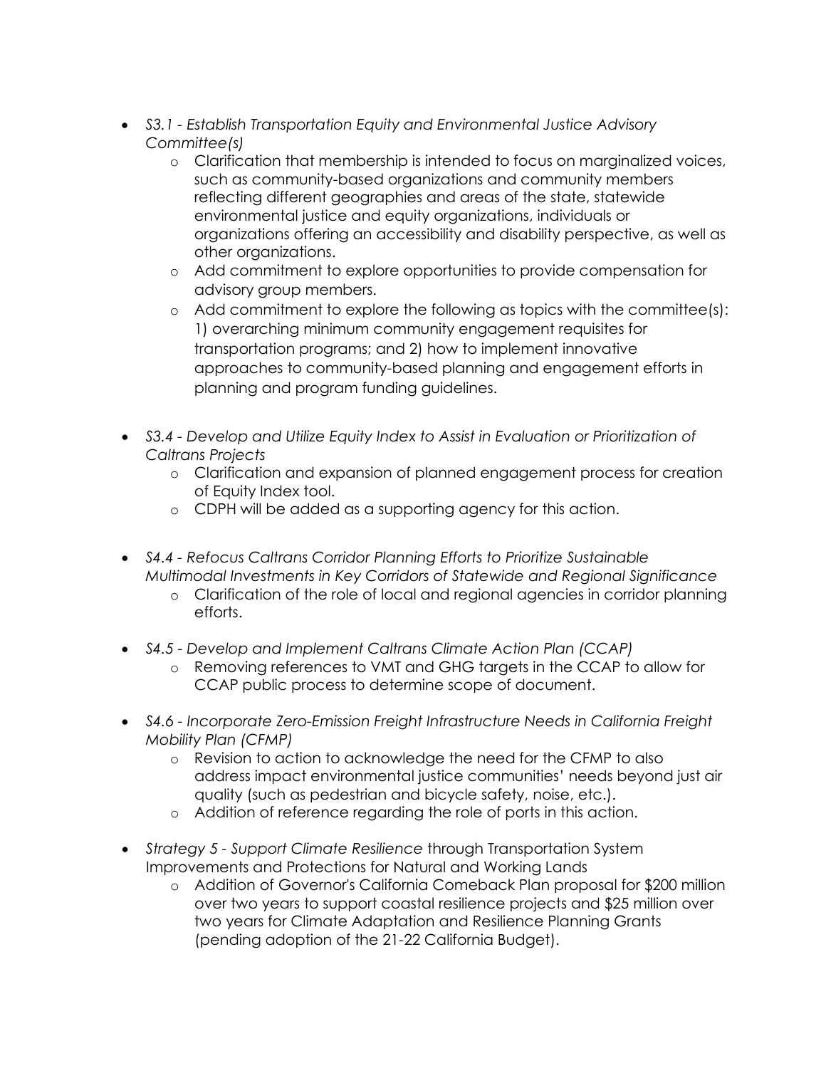- *S3.1 - Establish Transportation Equity and Environmental Justice Advisory Committee(s)*
  - Clarification that membership is intended to focus on marginalized voices, such as community-based organizations and community members reflecting different geographies and areas of the state, statewide environmental justice and equity organizations, individuals or organizations offering an accessibility and disability perspective, as well as other organizations.
  - Add commitment to explore opportunities to provide compensation for advisory group members.
  - Add commitment to explore the following as topics with the committee(s): 1) overarching minimum community engagement requisites for transportation programs; and 2) how to implement innovative approaches to community-based planning and engagement efforts in planning and program funding guidelines.

- *S3.4 - Develop and Utilize Equity Index to Assist in Evaluation or Prioritization of Caltrans Projects*
  - Clarification and expansion of planned engagement process for creation of Equity Index tool.
  - CDPH will be added as a supporting agency for this action.

- *S4.4 - Refocus Caltrans Corridor Planning Efforts to Prioritize Sustainable Multimodal Investments in Key Corridors of Statewide and Regional Significance*
  - Clarification of the role of local and regional agencies in corridor planning efforts.

- *S4.5 - Develop and Implement Caltrans Climate Action Plan (CCAP)*
  - Removing references to VMT and GHG targets in the CCAP to allow for CCAP public process to determine scope of document.

- *S4.6 - Incorporate Zero-Emission Freight Infrastructure Needs in California Freight Mobility Plan (CFMP)*
  - Revision to action to acknowledge the need for the CFMP to also address impact environmental justice communities' needs beyond just air quality (such as pedestrian and bicycle safety, noise, etc.).
  - Addition of reference regarding the role of ports in this action.

- *Strategy 5 - Support Climate Resilience* through Transportation System Improvements and Protections for Natural and Working Lands
  - Addition of Governor's California Comeback Plan proposal for $200 million over two years to support coastal resilience projects and $25 million over two years for Climate Adaptation and Resilience Planning Grants (pending adoption of the 21-22 California Budget).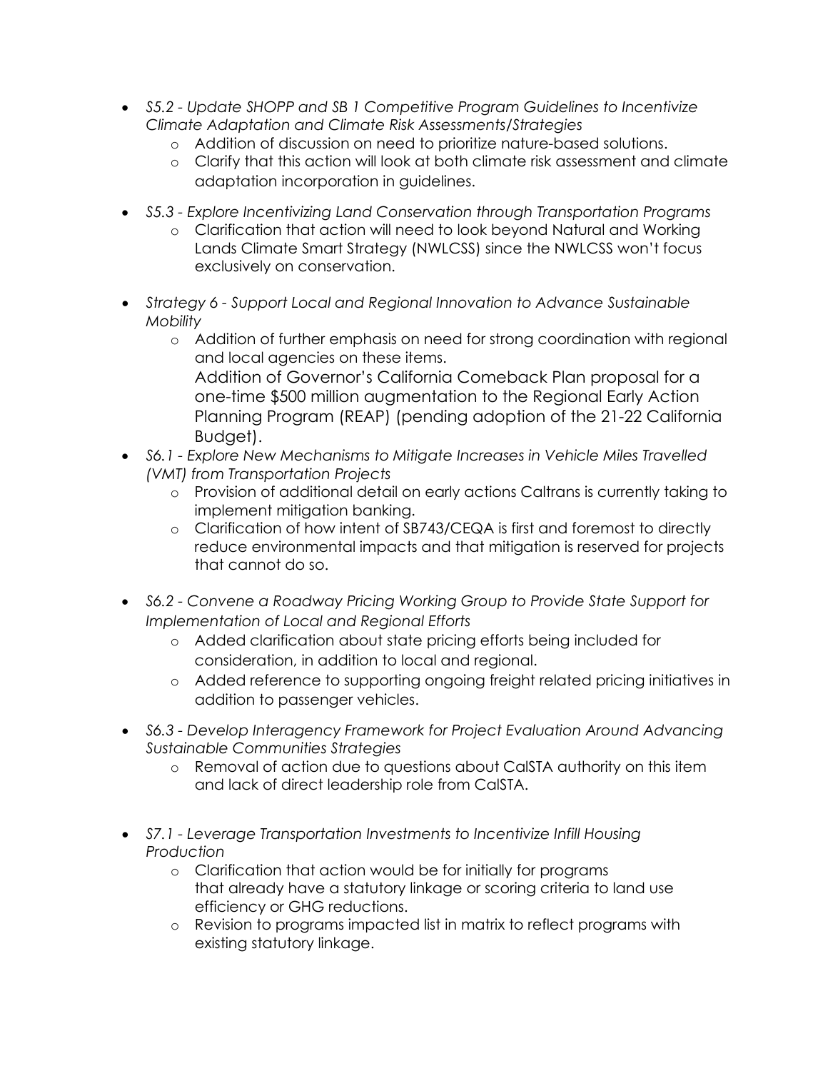- *S5.2 - Update SHOPP and SB 1 Competitive Program Guidelines to Incentivize Climate Adaptation and Climate Risk Assessments/Strategies*
  - Addition of discussion on need to prioritize nature-based solutions.
  - Clarify that this action will look at both climate risk assessment and climate adaptation incorporation in guidelines.

- *S5.3 - Explore Incentivizing Land Conservation through Transportation Programs*
  - Clarification that action will need to look beyond Natural and Working Lands Climate Smart Strategy (NWLCSS) since the NWLCSS won't focus exclusively on conservation.

- *Strategy 6 - Support Local and Regional Innovation to Advance Sustainable Mobility*
  - Addition of further emphasis on need for strong coordination with regional and local agencies on these items.
    Addition of Governor's California Comeback Plan proposal for a one-time $500 million augmentation to the Regional Early Action Planning Program (REAP) (pending adoption of the 21-22 California Budget).
- *S6.1 - Explore New Mechanisms to Mitigate Increases in Vehicle Miles Travelled (VMT) from Transportation Projects*
  - Provision of additional detail on early actions Caltrans is currently taking to implement mitigation banking.
  - Clarification of how intent of SB743/CEQA is first and foremost to directly reduce environmental impacts and that mitigation is reserved for projects that cannot do so.

- *S6.2 - Convene a Roadway Pricing Working Group to Provide State Support for Implementation of Local and Regional Efforts*
  - Added clarification about state pricing efforts being included for consideration, in addition to local and regional.
  - Added reference to supporting ongoing freight related pricing initiatives in addition to passenger vehicles.

- *S6.3 - Develop Interagency Framework for Project Evaluation Around Advancing Sustainable Communities Strategies*
  - Removal of action due to questions about CalSTA authority on this item and lack of direct leadership role from CalSTA.

- *S7.1 - Leverage Transportation Investments to Incentivize Infill Housing Production*
  - Clarification that action would be for initially for programs that already have a statutory linkage or scoring criteria to land use efficiency or GHG reductions.
  - Revision to programs impacted list in matrix to reflect programs with existing statutory linkage.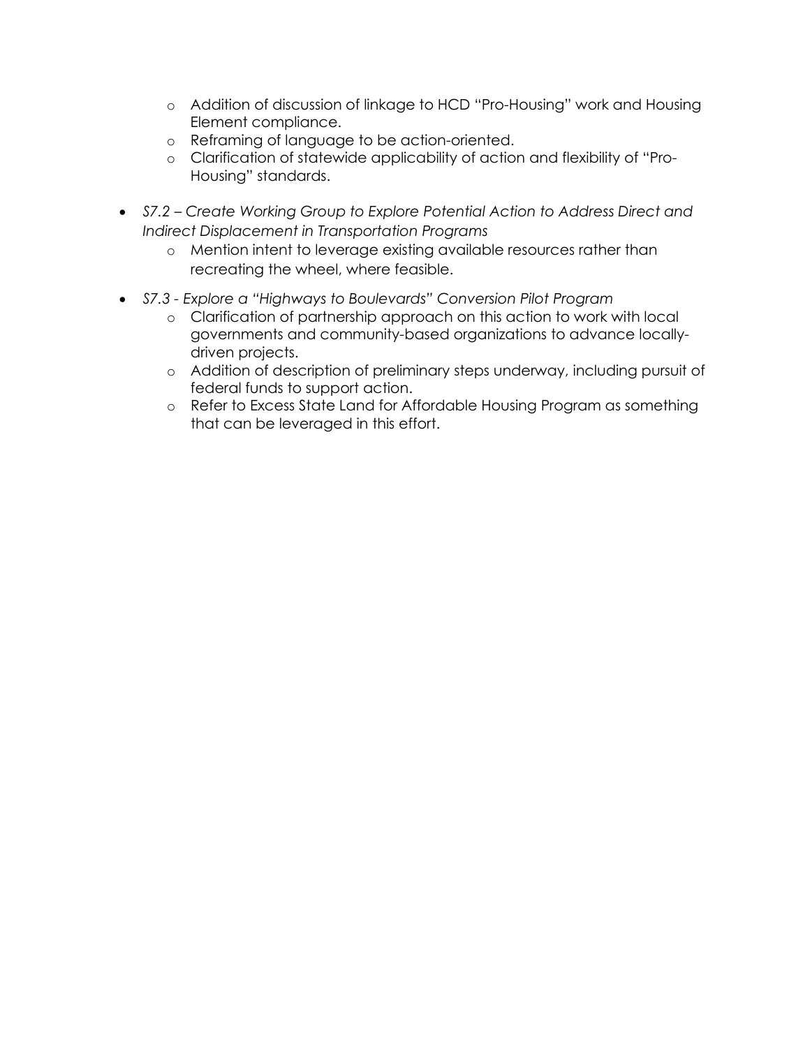- Addition of discussion of linkage to HCD "Pro-Housing" work and Housing Element compliance.
  - Reframing of language to be action-oriented.
  - Clarification of statewide applicability of action and flexibility of "Pro-Housing" standards.

- *S7.2 – Create Working Group to Explore Potential Action to Address Direct and Indirect Displacement in Transportation Programs*
  - Mention intent to leverage existing available resources rather than recreating the wheel, where feasible.

- *S7.3 - Explore a "Highways to Boulevards" Conversion Pilot Program*
  - Clarification of partnership approach on this action to work with local governments and community-based organizations to advance locally-driven projects.
  - Addition of description of preliminary steps underway, including pursuit of federal funds to support action.
  - Refer to Excess State Land for Affordable Housing Program as something that can be leveraged in this effort.